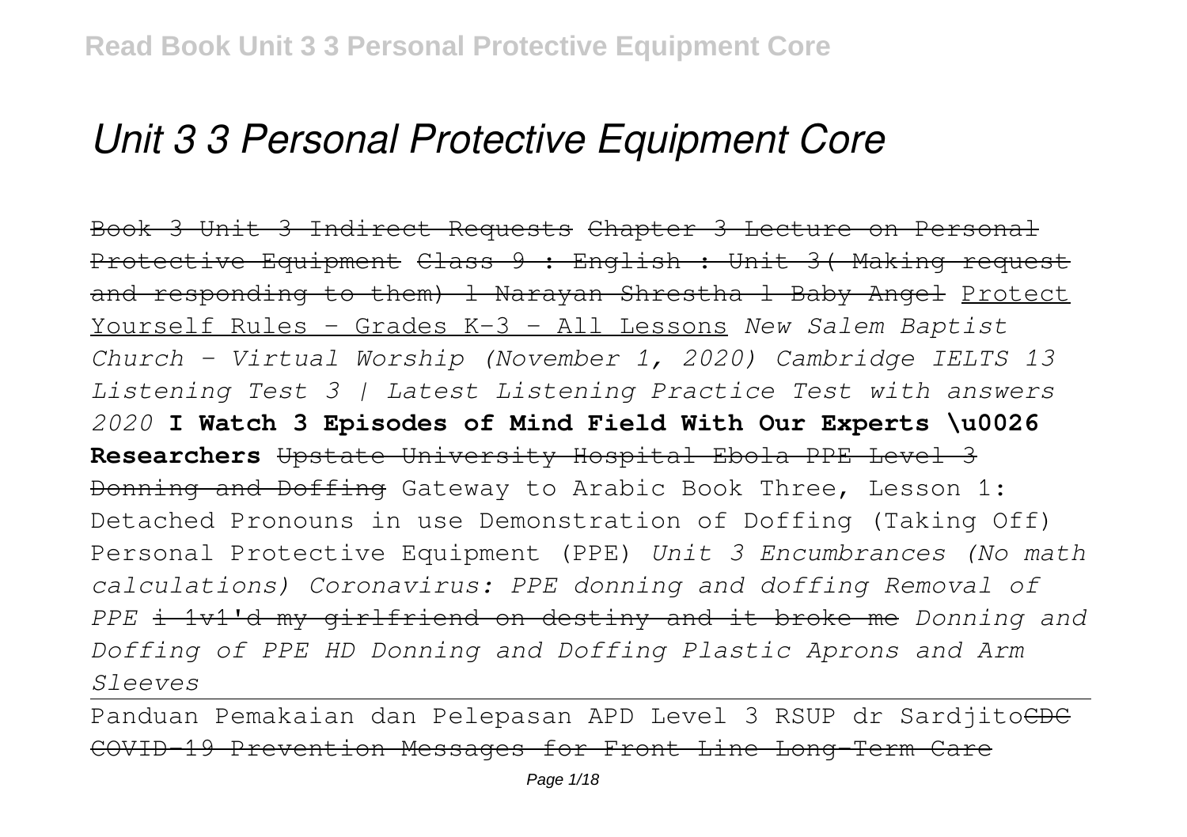# *Unit 3 3 Personal Protective Equipment Core*

~~Book 3 Unit 3 Indirect Requests~~ ~~Chapter 3 Lecture on Personal Protective Equipment~~ ~~Class 9 : English : Unit 3( Making request and responding to them) l Narayan Shrestha l Baby Angel~~ Protect Yourself Rules - Grades K-3 - All Lessons *New Salem Baptist Church - Virtual Worship (November 1, 2020) Cambridge IELTS 13 Listening Test 3 | Latest Listening Practice Test with answers 2020* **I Watch 3 Episodes of Mind Field With Our Experts \u0026 Researchers** ~~Upstate University Hospital Ebola PPE Level 3 Donning and Doffing~~ Gateway to Arabic Book Three, Lesson 1: Detached Pronouns in use Demonstration of Doffing (Taking Off) Personal Protective Equipment (PPE) *Unit 3 Encumbrances (No math calculations) Coronavirus: PPE donning and doffing Removal of PPE* ~~i 1v1'd my girlfriend on destiny and it broke me~~ *Donning and Doffing of PPE HD Donning and Doffing Plastic Aprons and Arm Sleeves*

Panduan Pemakaian dan Pelepasan APD Level 3 RSUP dr Sardjito~~CDC COVID-19 Prevention Messages for Front Line Long-Term Care~~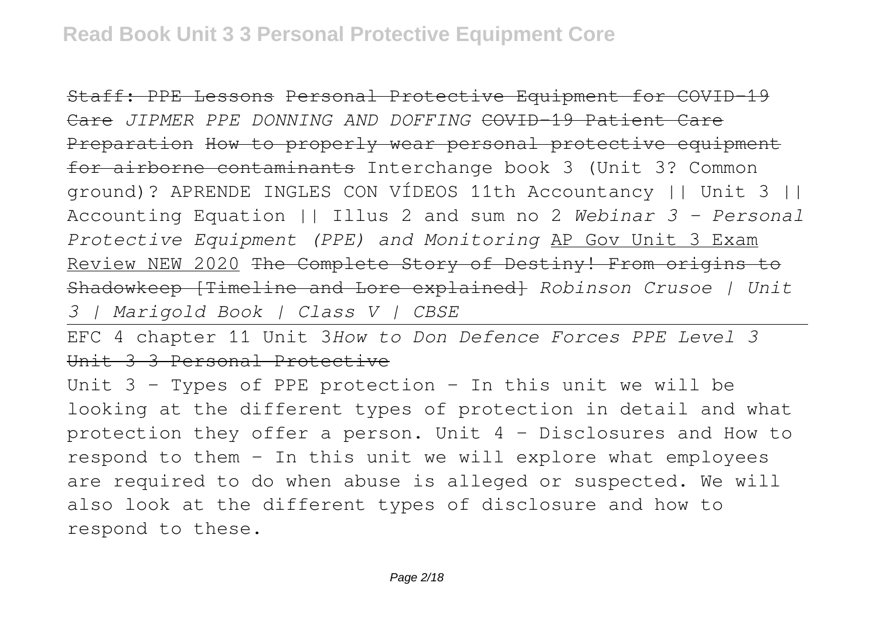~~Staff: PPE Lessons~~ ~~Personal Protective Equipment for COVID-19 Care~~ *JIPMER PPE DONNING AND DOFFING* ~~COVID-19 Patient Care Preparation~~ ~~How to properly wear personal protective equipment for airborne contaminants~~ Interchange book 3 (Unit 3? Common ground)? APRENDE INGLES CON VÍDEOS 11th Accountancy || Unit 3 || Accounting Equation || Illus 2 and sum no 2 *Webinar 3 - Personal Protective Equipment (PPE) and Monitoring* AP Gov Unit 3 Exam Review NEW 2020 ~~The Complete Story of Destiny! From origins to Shadowkeep [Timeline and Lore explained]~~ *Robinson Crusoe | Unit 3 | Marigold Book | Class V | CBSE*

EFC 4 chapter 11 Unit 3*How to Don Defence Forces PPE Level 3*

~~Unit 3 3 Personal Protective~~

Unit 3 - Types of PPE protection - In this unit we will be looking at the different types of protection in detail and what protection they offer a person. Unit 4 - Disclosures and How to respond to them - In this unit we will explore what employees are required to do when abuse is alleged or suspected. We will also look at the different types of disclosure and how to respond to these.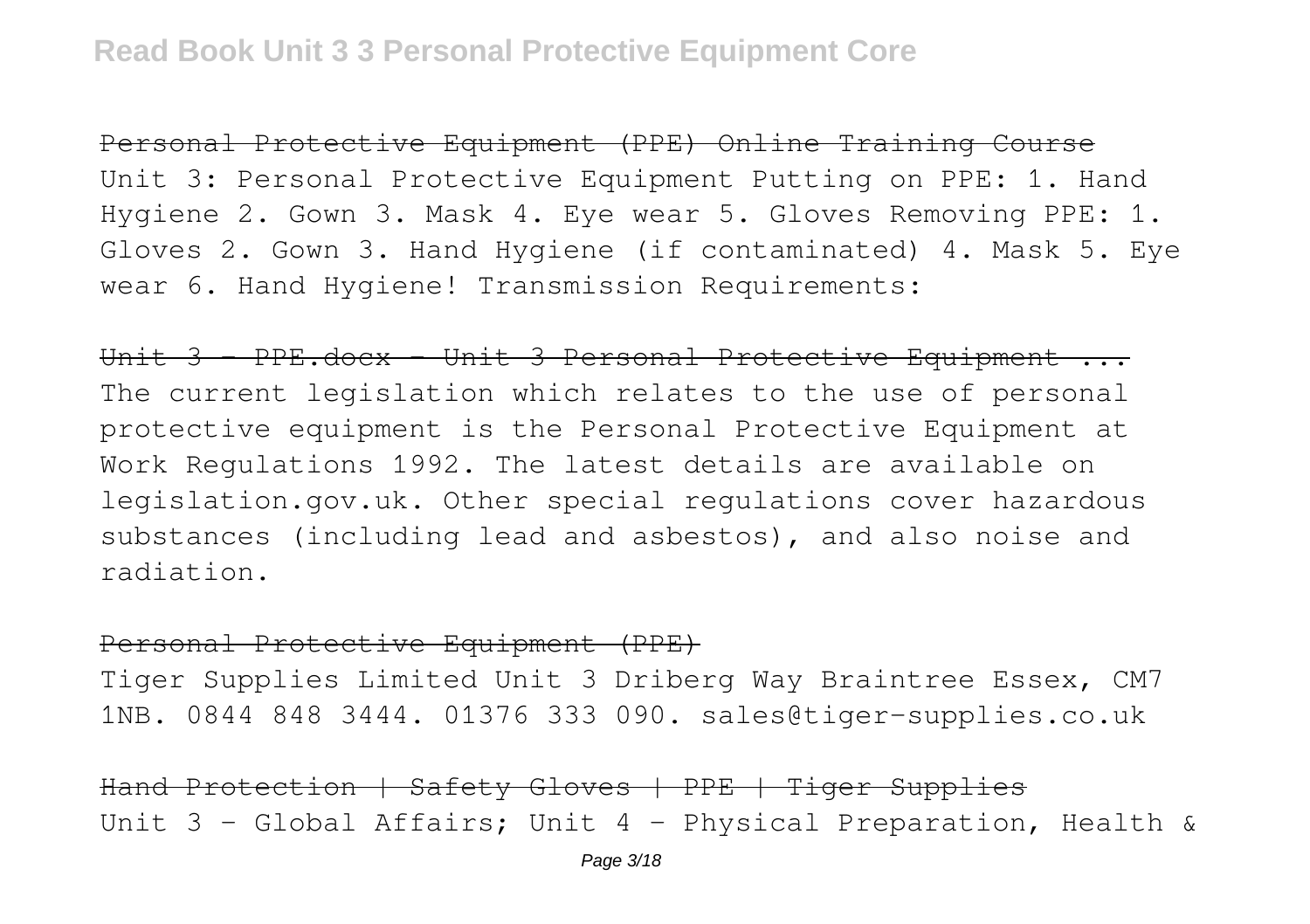## Personal Protective Equipment (PPE) Online Training Course

Unit 3: Personal Protective Equipment Putting on PPE: 1. Hand Hygiene 2. Gown 3. Mask 4. Eye wear 5. Gloves Removing PPE: 1. Gloves 2. Gown 3. Hand Hygiene (if contaminated) 4. Mask 5. Eye wear 6. Hand Hygiene! Transmission Requirements:

## Unit 3 - PPE.docx - Unit 3 Personal Protective Equipment ...

The current legislation which relates to the use of personal protective equipment is the Personal Protective Equipment at Work Regulations 1992. The latest details are available on legislation.gov.uk. Other special regulations cover hazardous substances (including lead and asbestos), and also noise and radiation.

## Personal Protective Equipment (PPE)

Tiger Supplies Limited Unit 3 Driberg Way Braintree Essex, CM7 1NB. 0844 848 3444. 01376 333 090. sales@tiger-supplies.co.uk

## Hand Protection | Safety Gloves | PPE | Tiger Supplies

Unit 3 - Global Affairs; Unit 4 - Physical Preparation, Health &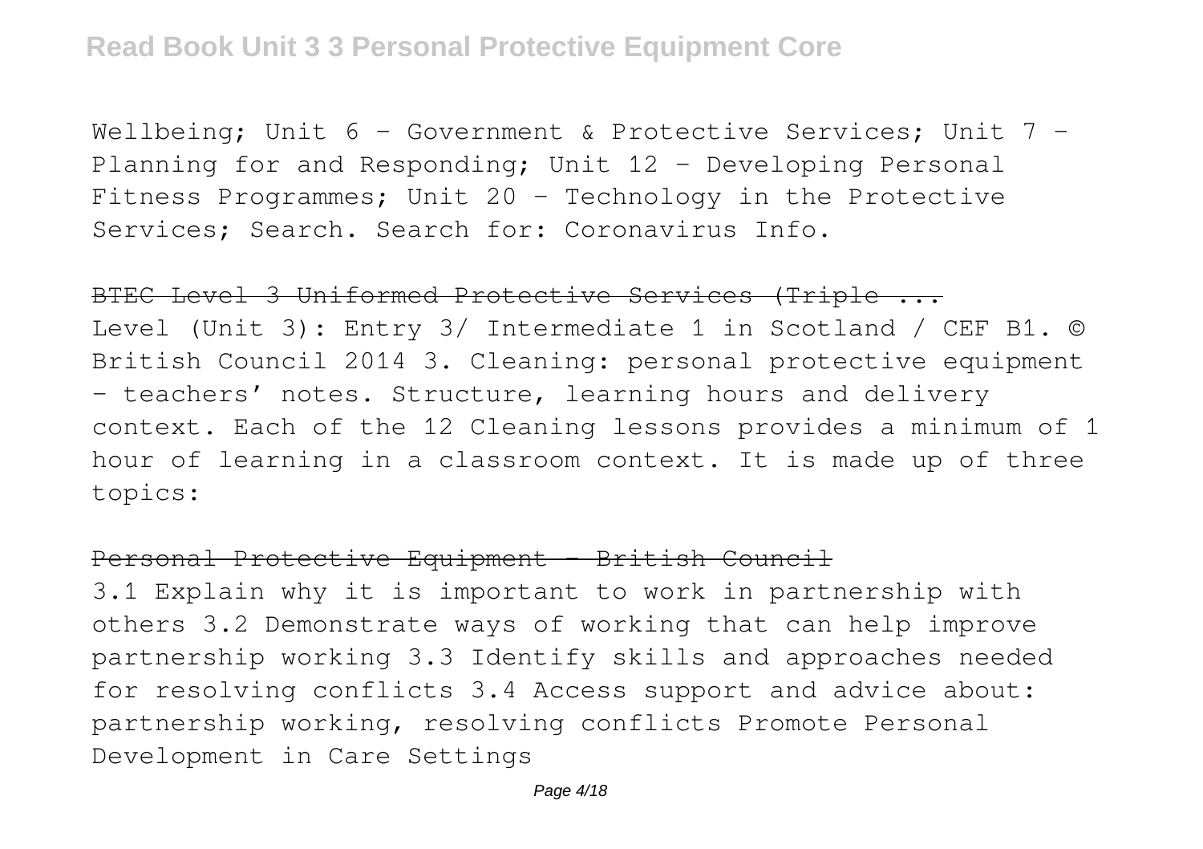Wellbeing; Unit 6 – Government & Protective Services; Unit 7 – Planning for and Responding; Unit 12 – Developing Personal Fitness Programmes; Unit 20 – Technology in the Protective Services; Search. Search for: Coronavirus Info.

~~BTEC Level 3 Uniformed Protective Services (Triple ...~~

Level (Unit 3): Entry 3/ Intermediate 1 in Scotland / CEF B1. © British Council 2014 3. Cleaning: personal protective equipment – teachers' notes. Structure, learning hours and delivery context. Each of the 12 Cleaning lessons provides a minimum of 1 hour of learning in a classroom context. It is made up of three topics:

~~Personal Protective Equipment - British Council~~

3.1 Explain why it is important to work in partnership with others 3.2 Demonstrate ways of working that can help improve partnership working 3.3 Identify skills and approaches needed for resolving conflicts 3.4 Access support and advice about: partnership working, resolving conflicts Promote Personal Development in Care Settings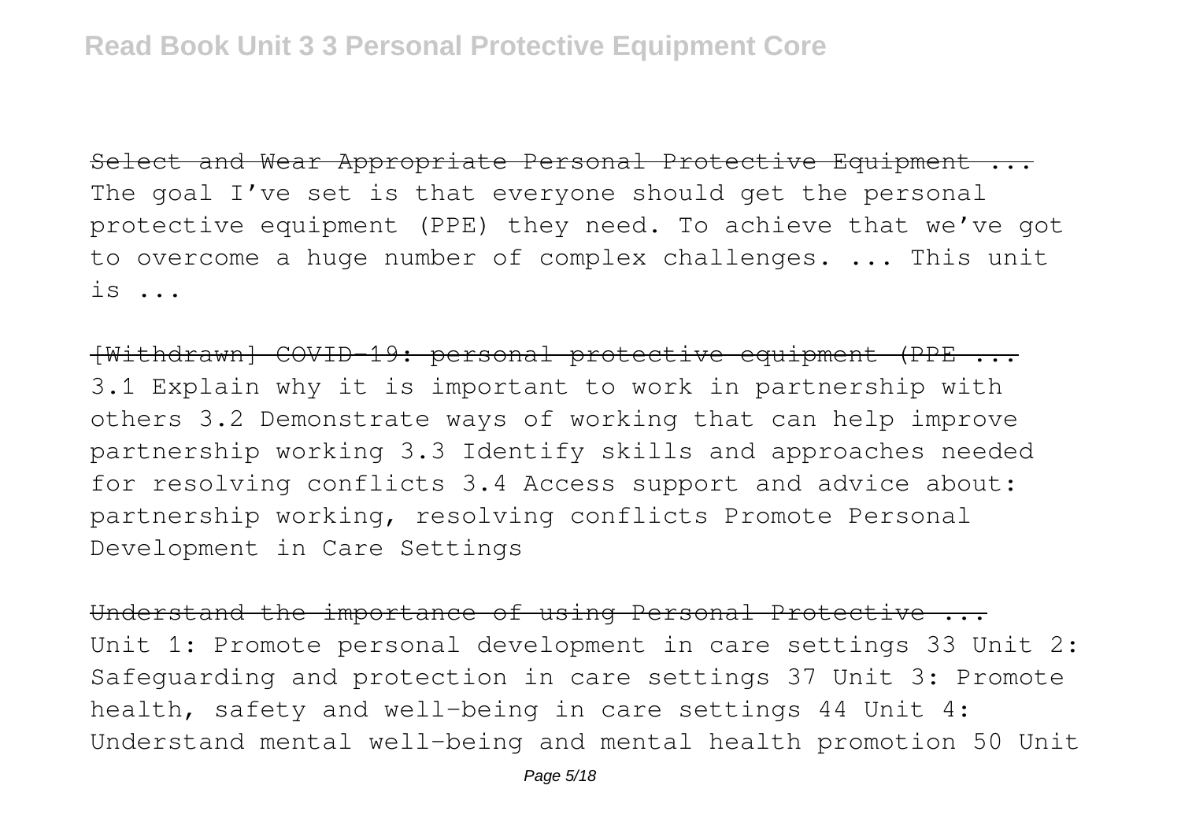~~Select and Wear Appropriate Personal Protective Equipment ...~~
The goal I've set is that everyone should get the personal protective equipment (PPE) they need. To achieve that we've got to overcome a huge number of complex challenges. ... This unit is ...

~~[Withdrawn] COVID-19: personal protective equipment (PPE ...~~
3.1 Explain why it is important to work in partnership with others 3.2 Demonstrate ways of working that can help improve partnership working 3.3 Identify skills and approaches needed for resolving conflicts 3.4 Access support and advice about: partnership working, resolving conflicts Promote Personal Development in Care Settings

~~Understand the importance of using Personal Protective ...~~
Unit 1: Promote personal development in care settings 33 Unit 2: Safeguarding and protection in care settings 37 Unit 3: Promote health, safety and well-being in care settings 44 Unit 4: Understand mental well-being and mental health promotion 50 Unit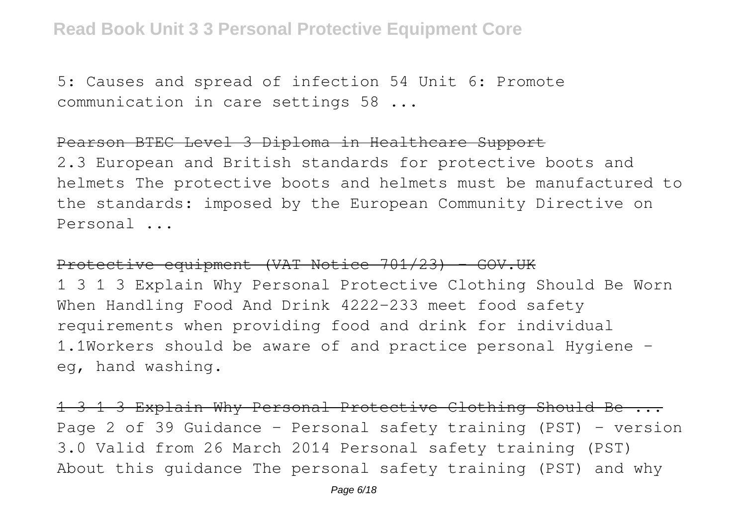5: Causes and spread of infection 54 Unit 6: Promote communication in care settings 58 ...

~~Pearson BTEC Level 3 Diploma in Healthcare Support~~

2.3 European and British standards for protective boots and helmets The protective boots and helmets must be manufactured to the standards: imposed by the European Community Directive on Personal ...

~~Protective equipment (VAT Notice 701/23) - GOV.UK~~

1 3 1 3 Explain Why Personal Protective Clothing Should Be Worn When Handling Food And Drink 4222-233 meet food safety requirements when providing food and drink for individual 1.1Workers should be aware of and practice personal Hygiene - eg, hand washing.

~~1 3 1 3 Explain Why Personal Protective Clothing Should Be ...~~

Page 2 of 39 Guidance – Personal safety training (PST) – version 3.0 Valid from 26 March 2014 Personal safety training (PST) About this guidance The personal safety training (PST) and why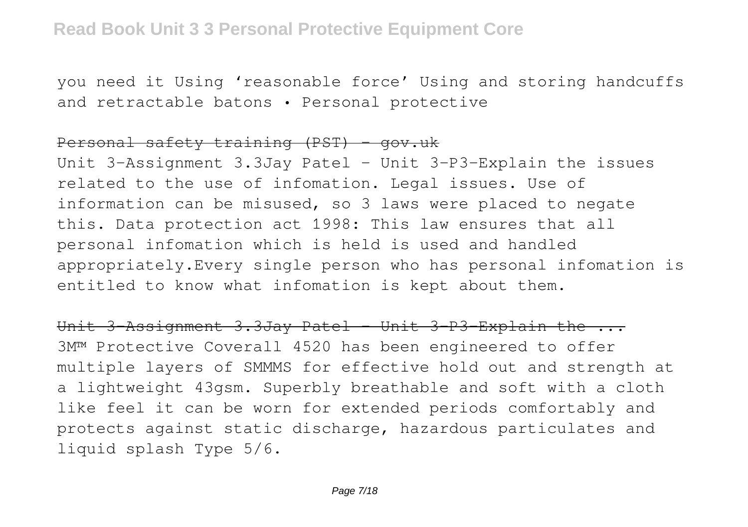you need it Using 'reasonable force' Using and storing handcuffs and retractable batons • Personal protective

~~Personal safety training (PST) - gov.uk~~

Unit 3-Assignment 3.3Jay Patel - Unit 3-P3-Explain the issues related to the use of infomation. Legal issues. Use of information can be misused, so 3 laws were placed to negate this. Data protection act 1998: This law ensures that all personal infomation which is held is used and handled appropriately.Every single person who has personal infomation is entitled to know what infomation is kept about them.

~~Unit 3-Assignment 3.3Jay Patel - Unit 3-P3-Explain the ...~~

3M™ Protective Coverall 4520 has been engineered to offer multiple layers of SMMMS for effective hold out and strength at a lightweight 43gsm. Superbly breathable and soft with a cloth like feel it can be worn for extended periods comfortably and protects against static discharge, hazardous particulates and liquid splash Type 5/6.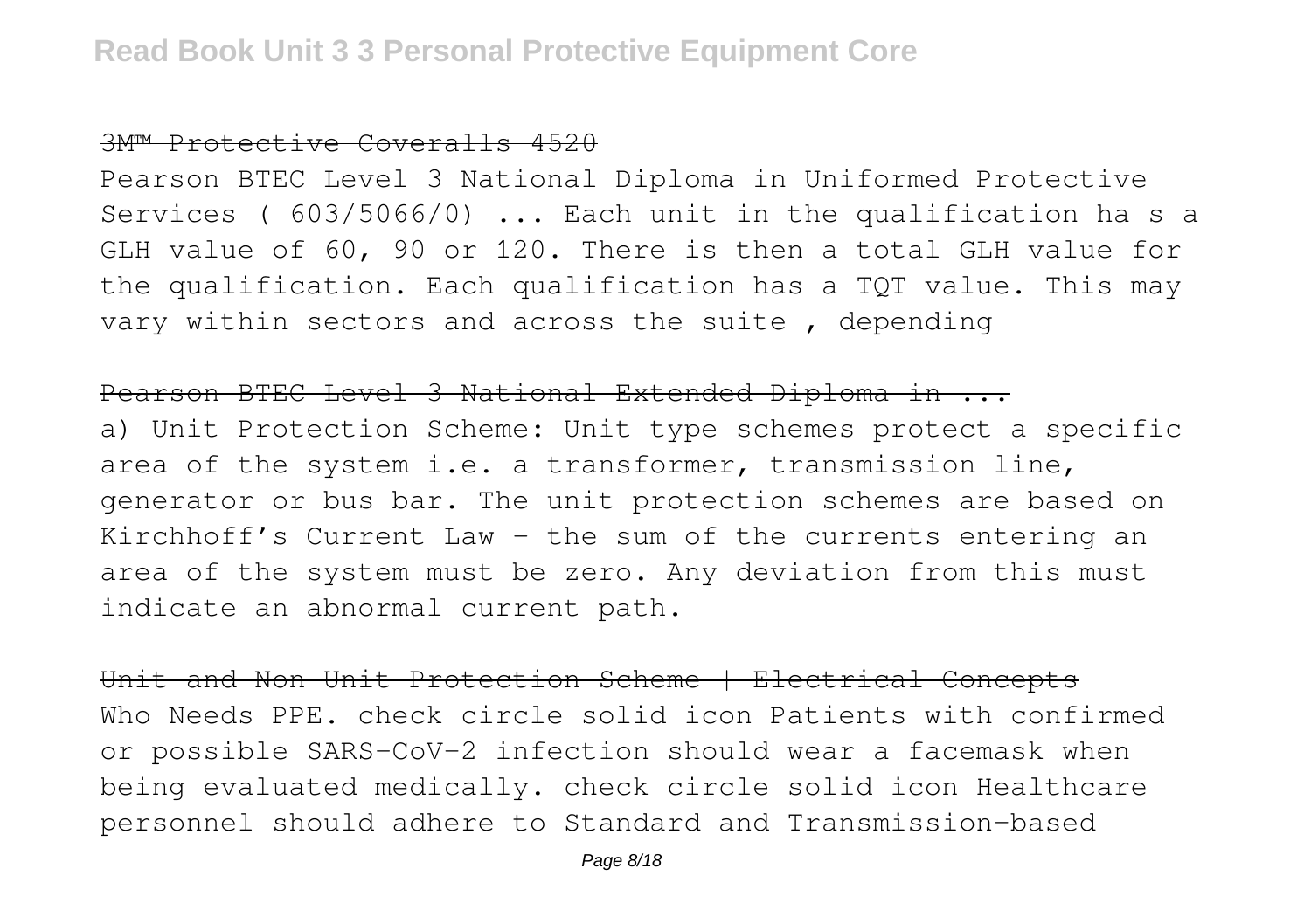3M™ Protective Coveralls 4520

Pearson BTEC Level 3 National Diploma in Uniformed Protective Services ( 603/5066/0) ... Each unit in the qualification ha s a GLH value of 60, 90 or 120. There is then a total GLH value for the qualification. Each qualification has a TQT value. This may vary within sectors and across the suite , depending

Pearson BTEC Level 3 National Extended Diploma in ...

a) Unit Protection Scheme: Unit type schemes protect a specific area of the system i.e. a transformer, transmission line, generator or bus bar. The unit protection schemes are based on Kirchhoff's Current Law – the sum of the currents entering an area of the system must be zero. Any deviation from this must indicate an abnormal current path.

Unit and Non-Unit Protection Scheme | Electrical Concepts

Who Needs PPE. check circle solid icon Patients with confirmed or possible SARS-CoV-2 infection should wear a facemask when being evaluated medically. check circle solid icon Healthcare personnel should adhere to Standard and Transmission-based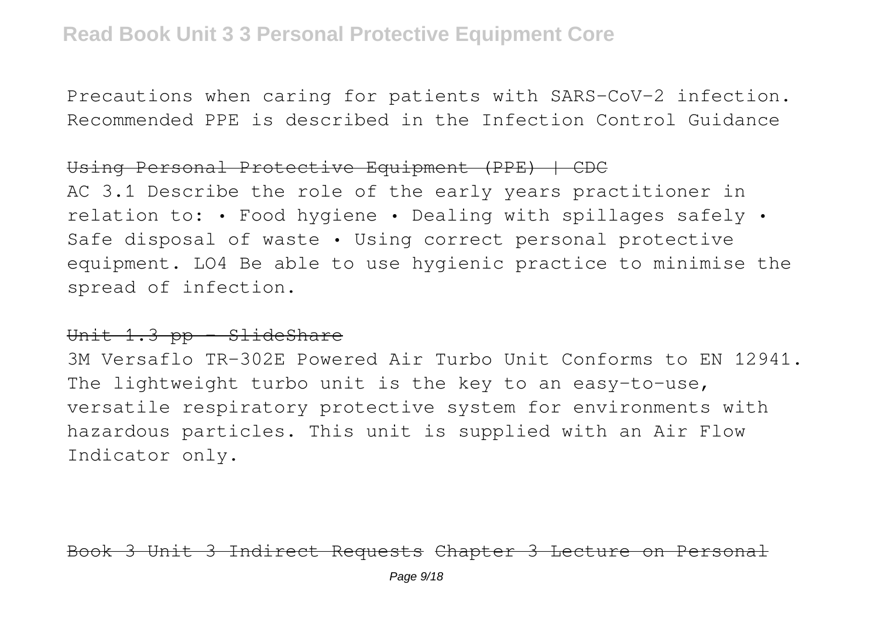Precautions when caring for patients with SARS-CoV-2 infection. Recommended PPE is described in the Infection Control Guidance

~~Using Personal Protective Equipment (PPE) | CDC~~

AC 3.1 Describe the role of the early years practitioner in relation to: • Food hygiene • Dealing with spillages safely • Safe disposal of waste • Using correct personal protective equipment. LO4 Be able to use hygienic practice to minimise the spread of infection.

~~Unit 1.3 pp - SlideShare~~

3M Versaflo TR-302E Powered Air Turbo Unit Conforms to EN 12941. The lightweight turbo unit is the key to an easy-to-use, versatile respiratory protective system for environments with hazardous particles. This unit is supplied with an Air Flow Indicator only.

~~Book 3 Unit 3 Indirect Requests Chapter 3 Lecture on Personal~~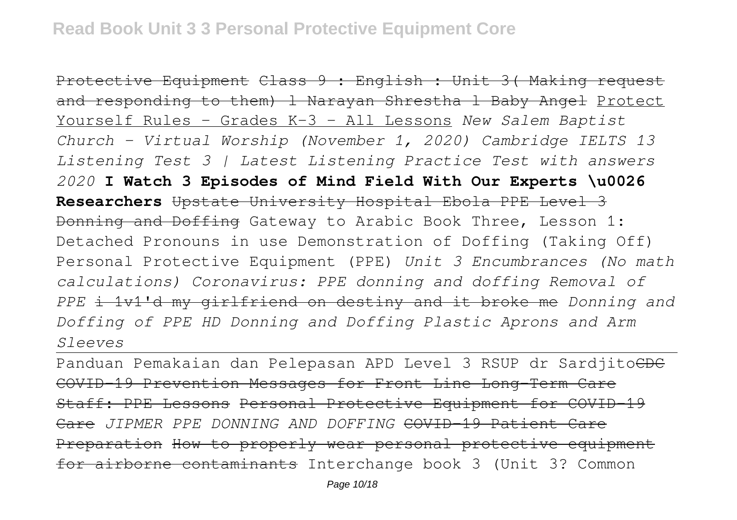~~Protective Equipment~~ ~~Class 9 : English : Unit 3( Making request and responding to them) l Narayan Shrestha l Baby Angel~~ Protect Yourself Rules - Grades K-3 - All Lessons *New Salem Baptist Church - Virtual Worship (November 1, 2020)* *Cambridge IELTS 13 Listening Test 3 | Latest Listening Practice Test with answers 2020* **I Watch 3 Episodes of Mind Field With Our Experts \u0026 Researchers** ~~Upstate University Hospital Ebola PPE Level 3 Donning and Doffing~~ Gateway to Arabic Book Three, Lesson 1: Detached Pronouns in use Demonstration of Doffing (Taking Off) Personal Protective Equipment (PPE) *Unit 3 Encumbrances (No math calculations)* *Coronavirus: PPE donning and doffing* *Removal of PPE* ~~i 1v1'd my girlfriend on destiny and it broke me~~ *Donning and Doffing of PPE HD* *Donning and Doffing Plastic Aprons and Arm Sleeves*

---

Panduan Pemakaian dan Pelepasan APD Level 3 RSUP dr Sardjito~~CDC COVID-19 Prevention Messages for Front Line Long-Term Care Staff: PPE Lessons~~ ~~Personal Protective Equipment for COVID-19 Care~~ *JIPMER PPE DONNING AND DOFFING* ~~COVID-19 Patient Care Preparation~~ ~~How to properly wear personal protective equipment for airborne contaminants~~ Interchange book 3 (Unit 3? Common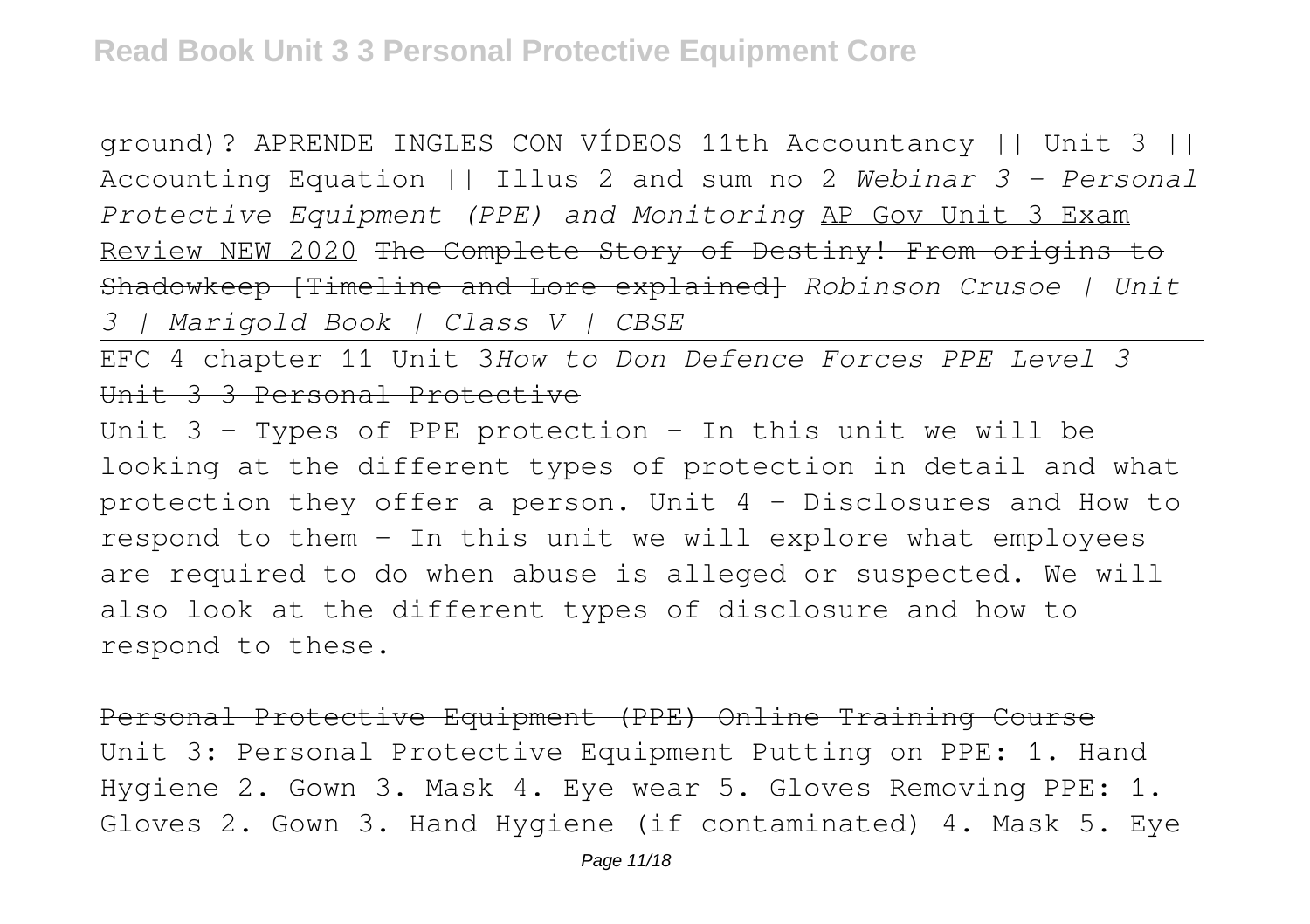ground)? APRENDE INGLES CON VÍDEOS 11th Accountancy || Unit 3 || Accounting Equation || Illus 2 and sum no 2 *Webinar 3 - Personal Protective Equipment (PPE) and Monitoring* AP Gov Unit 3 Exam Review NEW 2020 ~~The Complete Story of Destiny! From origins to Shadowkeep [Timeline and Lore explained]~~ *Robinson Crusoe | Unit 3 | Marigold Book | Class V | CBSE*

EFC 4 chapter 11 Unit 3*How to Don Defence Forces PPE Level 3*

~~Unit 3 3 Personal Protective~~

Unit 3 – Types of PPE protection – In this unit we will be looking at the different types of protection in detail and what protection they offer a person. Unit 4 – Disclosures and How to respond to them – In this unit we will explore what employees are required to do when abuse is alleged or suspected. We will also look at the different types of disclosure and how to respond to these.

~~Personal Protective Equipment (PPE) Online Training Course~~

Unit 3: Personal Protective Equipment Putting on PPE: 1. Hand Hygiene 2. Gown 3. Mask 4. Eye wear 5. Gloves Removing PPE: 1. Gloves 2. Gown 3. Hand Hygiene (if contaminated) 4. Mask 5. Eye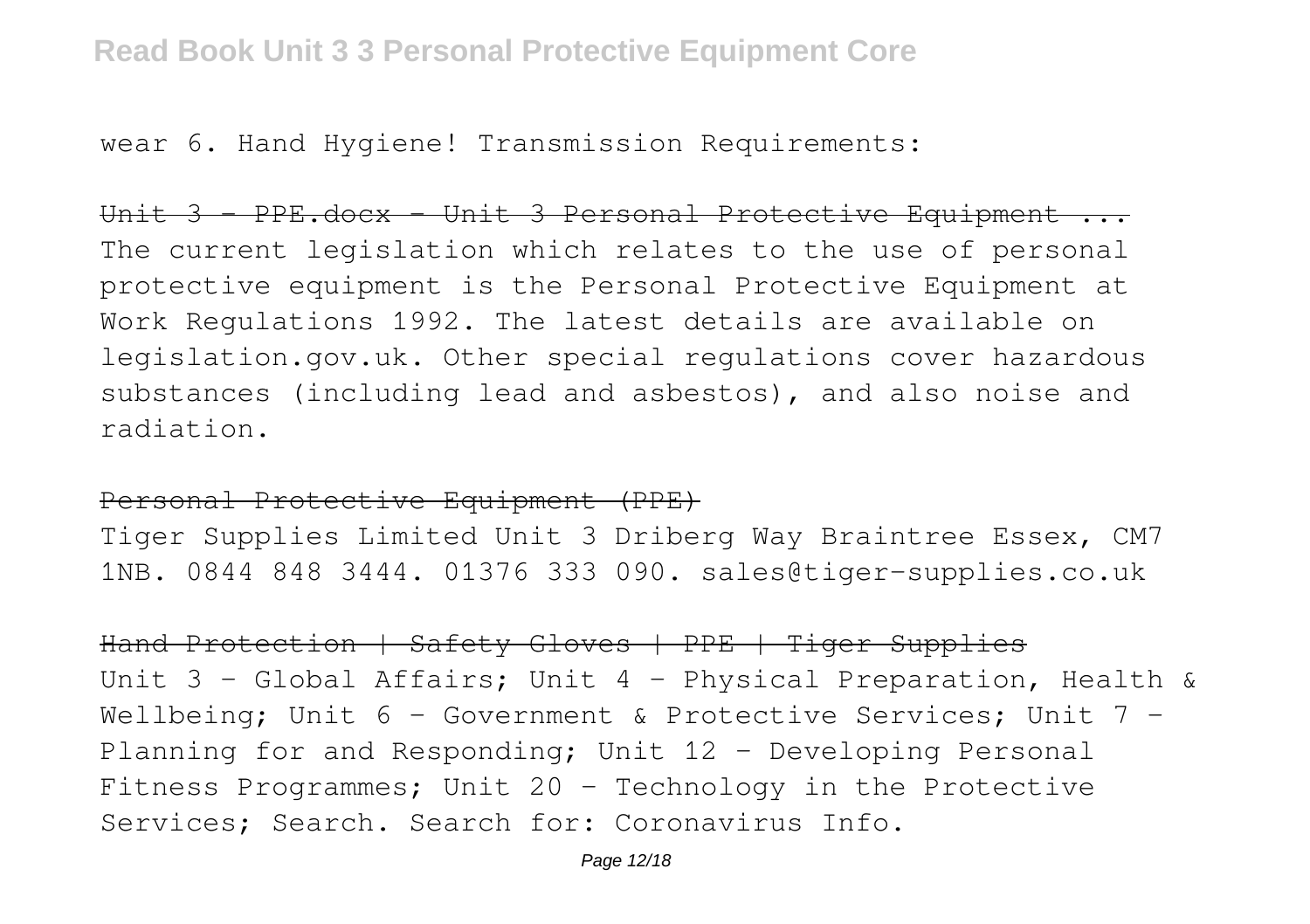wear 6. Hand Hygiene! Transmission Requirements:

~~Unit 3 - PPE.docx - Unit 3 Personal Protective Equipment ...~~

The current legislation which relates to the use of personal protective equipment is the Personal Protective Equipment at Work Regulations 1992. The latest details are available on legislation.gov.uk. Other special regulations cover hazardous substances (including lead and asbestos), and also noise and radiation.

~~Personal Protective Equipment (PPE)~~

Tiger Supplies Limited Unit 3 Driberg Way Braintree Essex, CM7 1NB. 0844 848 3444. 01376 333 090. sales@tiger-supplies.co.uk

~~Hand Protection | Safety Gloves | PPE | Tiger Supplies~~

Unit 3 – Global Affairs; Unit 4 – Physical Preparation, Health & Wellbeing; Unit 6 – Government & Protective Services; Unit 7 – Planning for and Responding; Unit 12 – Developing Personal Fitness Programmes; Unit 20 – Technology in the Protective Services; Search. Search for: Coronavirus Info.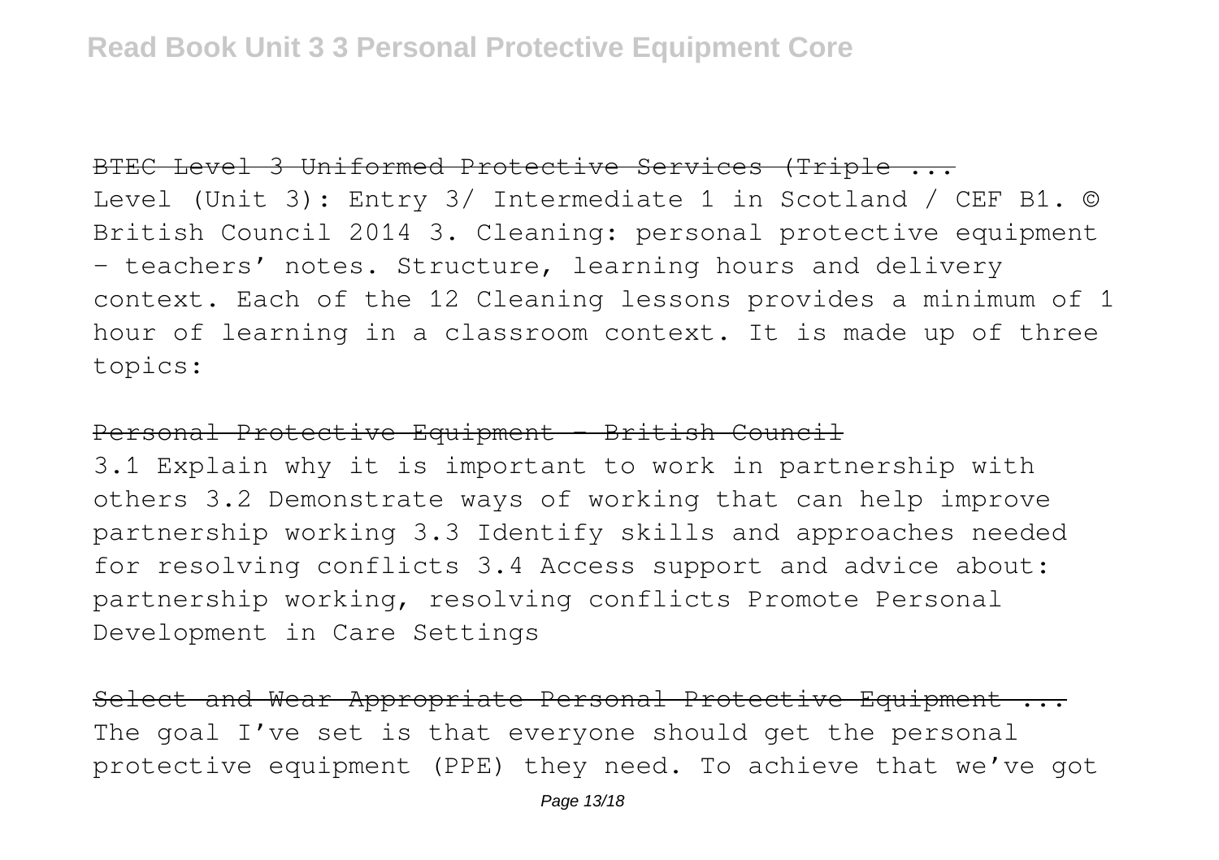BTEC Level 3 Uniformed Protective Services (Triple ...

Level (Unit 3): Entry 3/ Intermediate 1 in Scotland / CEF B1. © British Council 2014 3. Cleaning: personal protective equipment – teachers' notes. Structure, learning hours and delivery context. Each of the 12 Cleaning lessons provides a minimum of 1 hour of learning in a classroom context. It is made up of three topics:

Personal Protective Equipment - British Council

3.1 Explain why it is important to work in partnership with others 3.2 Demonstrate ways of working that can help improve partnership working 3.3 Identify skills and approaches needed for resolving conflicts 3.4 Access support and advice about: partnership working, resolving conflicts Promote Personal Development in Care Settings

Select and Wear Appropriate Personal Protective Equipment ...

The goal I've set is that everyone should get the personal protective equipment (PPE) they need. To achieve that we've got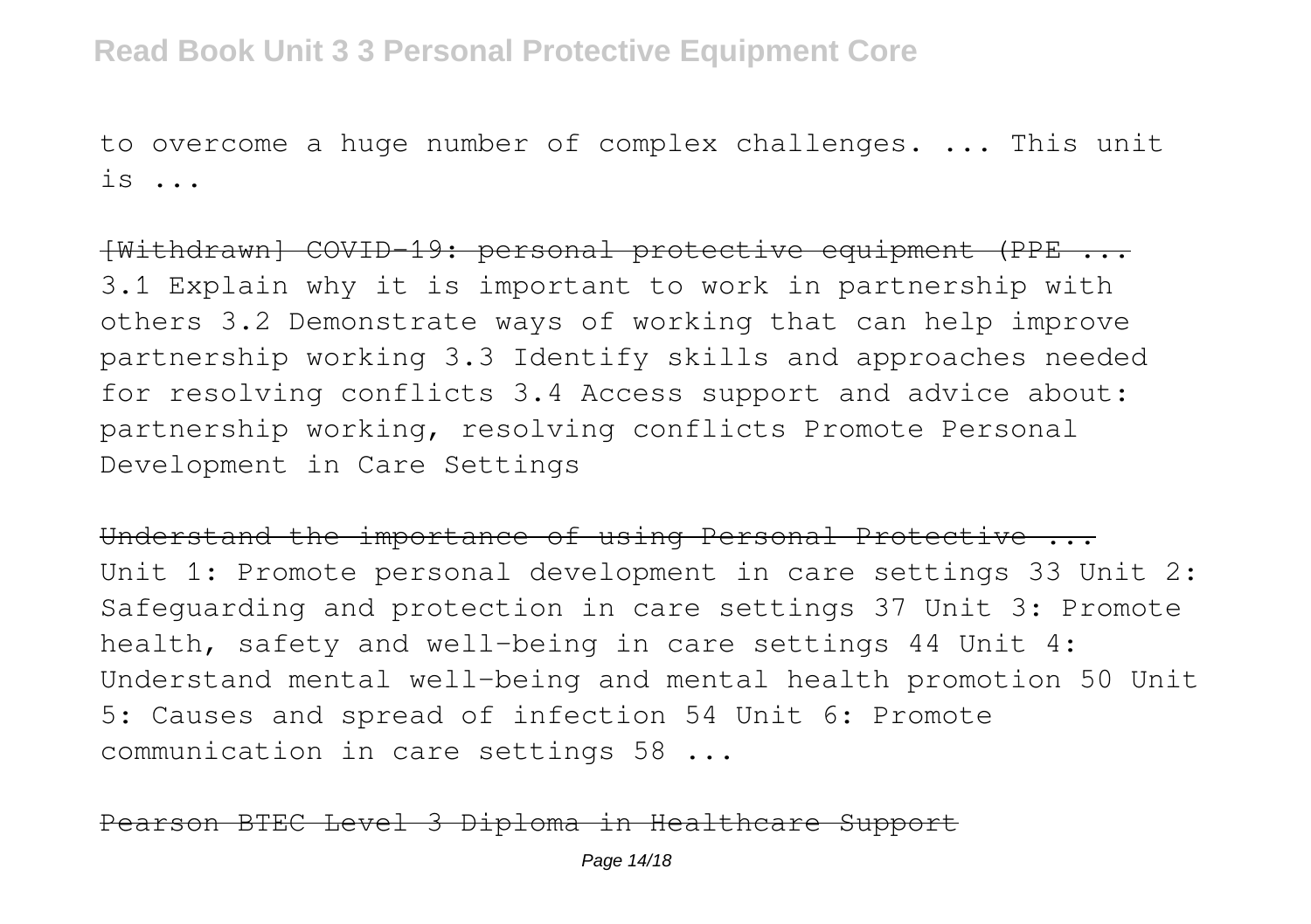to overcome a huge number of complex challenges. ... This unit is ...

~~[Withdrawn] COVID-19: personal protective equipment (PPE ...~~

3.1 Explain why it is important to work in partnership with others 3.2 Demonstrate ways of working that can help improve partnership working 3.3 Identify skills and approaches needed for resolving conflicts 3.4 Access support and advice about: partnership working, resolving conflicts Promote Personal Development in Care Settings

~~Understand the importance of using Personal Protective ...~~

Unit 1: Promote personal development in care settings 33 Unit 2: Safeguarding and protection in care settings 37 Unit 3: Promote health, safety and well-being in care settings 44 Unit 4: Understand mental well-being and mental health promotion 50 Unit 5: Causes and spread of infection 54 Unit 6: Promote communication in care settings 58 ...

~~Pearson BTEC Level 3 Diploma in Healthcare Support~~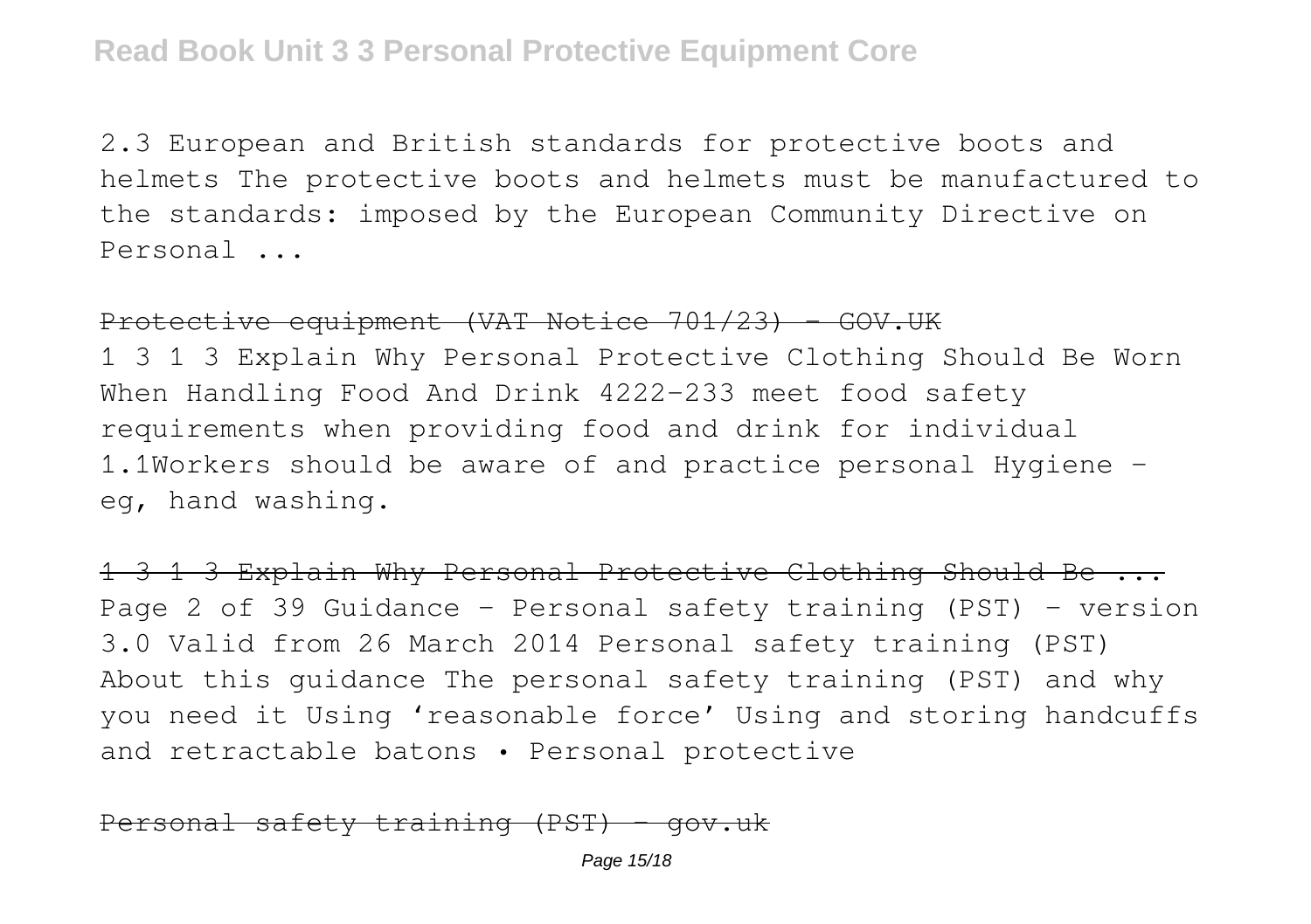2.3 European and British standards for protective boots and helmets The protective boots and helmets must be manufactured to the standards: imposed by the European Community Directive on Personal ...

~~Protective equipment (VAT Notice 701/23) - GOV.UK~~

1 3 1 3 Explain Why Personal Protective Clothing Should Be Worn When Handling Food And Drink 4222-233 meet food safety requirements when providing food and drink for individual 1.1Workers should be aware of and practice personal Hygiene - eg, hand washing.

~~1 3 1 3 Explain Why Personal Protective Clothing Should Be ...~~

Page 2 of 39 Guidance – Personal safety training (PST) – version 3.0 Valid from 26 March 2014 Personal safety training (PST) About this guidance The personal safety training (PST) and why you need it Using 'reasonable force' Using and storing handcuffs and retractable batons • Personal protective

~~Personal safety training (PST) - gov.uk~~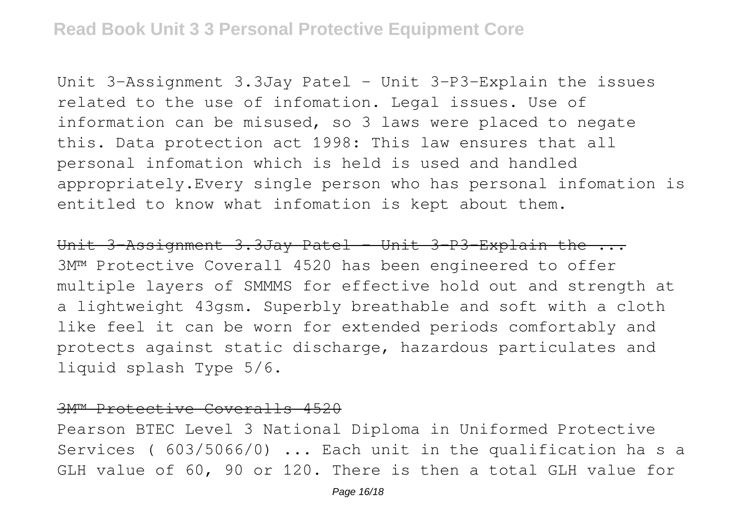Unit 3-Assignment 3.3Jay Patel - Unit 3-P3-Explain the issues related to the use of infomation. Legal issues. Use of information can be misused, so 3 laws were placed to negate this. Data protection act 1998: This law ensures that all personal infomation which is held is used and handled appropriately.Every single person who has personal infomation is entitled to know what infomation is kept about them.

Unit 3-Assignment 3.3Jay Patel - Unit 3-P3-Explain the ...

3M™ Protective Coverall 4520 has been engineered to offer multiple layers of SMMMS for effective hold out and strength at a lightweight 43gsm. Superbly breathable and soft with a cloth like feel it can be worn for extended periods comfortably and protects against static discharge, hazardous particulates and liquid splash Type 5/6.

3M™ Protective Coveralls 4520

Pearson BTEC Level 3 National Diploma in Uniformed Protective Services ( 603/5066/0) ... Each unit in the qualification ha s a GLH value of 60, 90 or 120. There is then a total GLH value for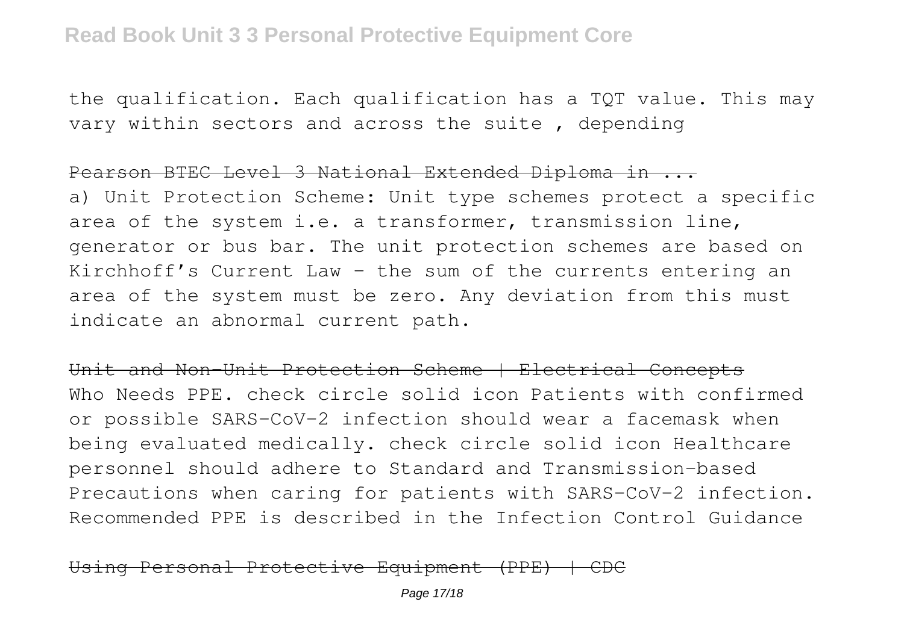the qualification. Each qualification has a TQT value. This may vary within sectors and across the suite , depending

~~Pearson BTEC Level 3 National Extended Diploma in ...~~

a) Unit Protection Scheme: Unit type schemes protect a specific area of the system i.e. a transformer, transmission line, generator or bus bar. The unit protection schemes are based on Kirchhoff's Current Law – the sum of the currents entering an area of the system must be zero. Any deviation from this must indicate an abnormal current path.

~~Unit and Non-Unit Protection Scheme | Electrical Concepts~~

Who Needs PPE. check circle solid icon Patients with confirmed or possible SARS-CoV-2 infection should wear a facemask when being evaluated medically. check circle solid icon Healthcare personnel should adhere to Standard and Transmission-based Precautions when caring for patients with SARS-CoV-2 infection. Recommended PPE is described in the Infection Control Guidance

~~Using Personal Protective Equipment (PPE) | CDC~~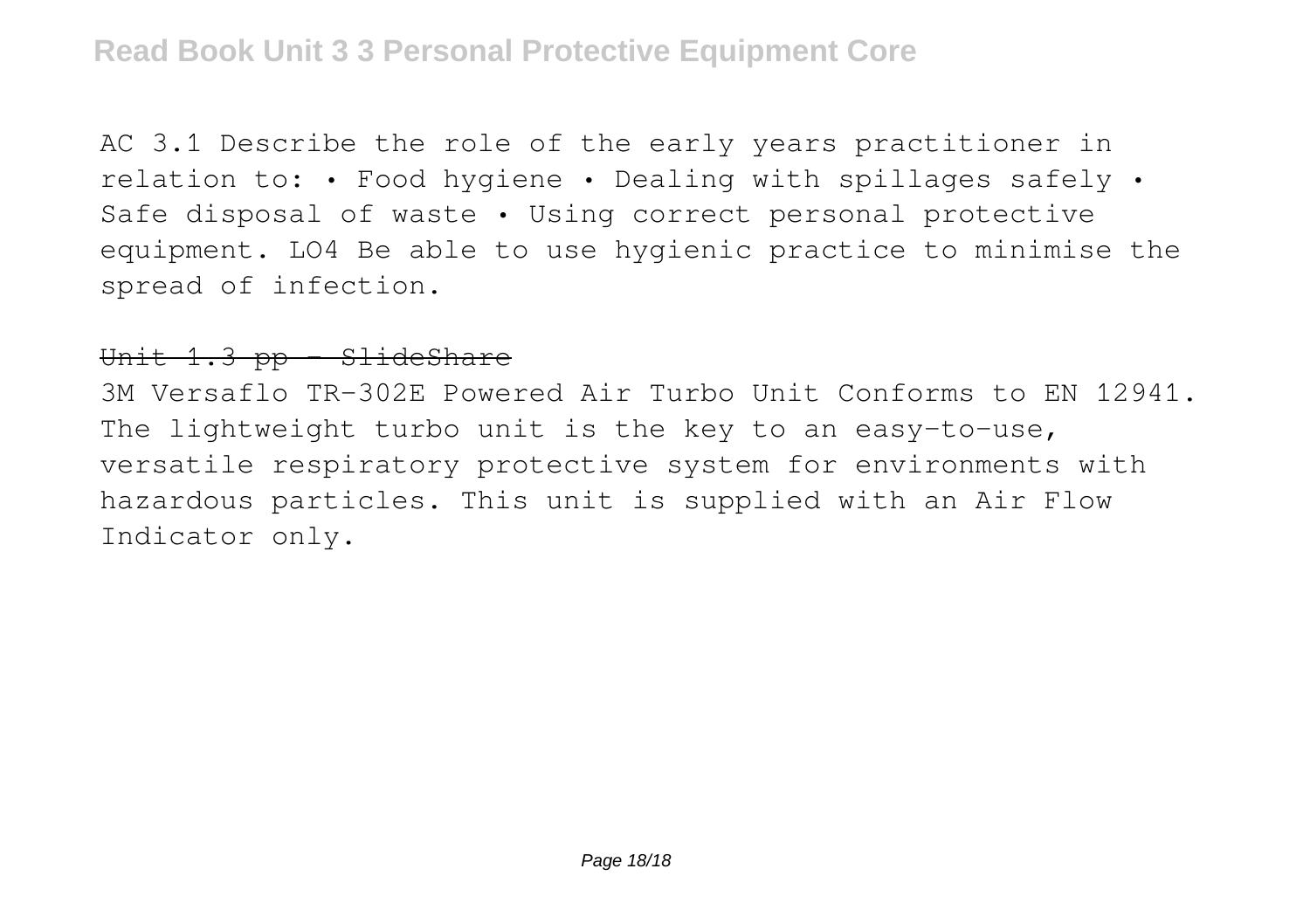AC 3.1 Describe the role of the early years practitioner in relation to: • Food hygiene • Dealing with spillages safely • Safe disposal of waste • Using correct personal protective equipment. LO4 Be able to use hygienic practice to minimise the spread of infection.

~~Unit 1.3 pp - SlideShare~~

3M Versaflo TR-302E Powered Air Turbo Unit Conforms to EN 12941. The lightweight turbo unit is the key to an easy-to-use, versatile respiratory protective system for environments with hazardous particles. This unit is supplied with an Air Flow Indicator only.